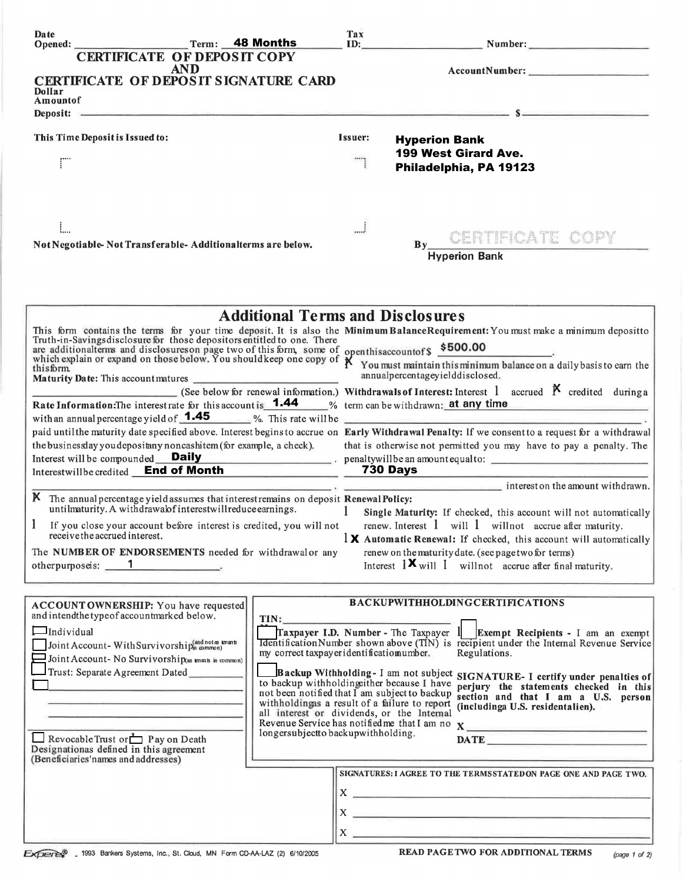Date Opened: ____________________ Term: **48 Months** ____________ Tax ID: ____________________ Number: ____________________

# CERTIFICATE OF DEPOSIT COPY AND CERTIFICATE OF DEPOSIT SIGNATURE CARD

Account Number: ____________________

Dollar Amount of Deposit: ____________________ $ ____________________

**This Time Deposit is Issued to:**

**Issuer:** **Hyperion Bank**
**199 West Girard Ave.**
**Philadelphia, PA 19123**

**Not Negotiable- Not Transferable- Additional terms are below.**

By CERTIFICATE COPY
**Hyperion Bank**

## Additional Terms and Disclosures

This form contains the terms for your time deposit. It is also the Truth-in-Savings disclosure for those depositors entitled to one. There are additional terms and disclosures on page two of this form, some of which explain or expand on those below. You should keep one copy of this form.

**Maturity Date:** This account matures ____________________ (See below for renewal information.)

**Rate Information:** The interest rate for this account is **1.44** % with an annual percentage yield of **1.45** %. This rate will be paid until the maturity date specified above. Interest begins to accrue on the business day you deposit any noncash item (for example, a check).

Interest will be compounded **Daily**.

Interest will be credited **End of Month**.

X The annual percentage yield assumes that interest remains on deposit until maturity. A withdrawal of interest will reduce earnings.

☐ If you close your account before interest is credited, you will not receive the accrued interest.

The **NUMBER OF ENDORSEMENTS** needed for withdrawal or any other purpose is: **1**.

**Minimum Balance Requirement:** You must make a minimum deposit to open this account of $ **$500.00**.

X You must maintain this minimum balance on a daily basis to earn the annual percentage yield disclosed.

**Withdrawals of Interest:** Interest ☐ accrued X credited during a term can be withdrawn: **at any time**

**Early Withdrawal Penalty:** If we consent to a request for a withdrawal that is otherwise not permitted you may have to pay a penalty. The penalty will be an amount equal to: **730 Days** interest on the amount withdrawn.

**Renewal Policy:**

☐ **Single Maturity:** If checked, this account will not automatically renew. Interest ☐ will ☐ will not accrue after maturity.

X **Automatic Renewal:** If checked, this account will automatically renew on the maturity date. (see page two for terms) Interest X will ☐ will not accrue after final maturity.

**ACCOUNT OWNERSHIP:** You have requested and intend the type of account marked below.

- ☐ Individual
- ☐ Joint Account- With Survivorship (and not as tenants in common)
- ☐ Joint Account- No Survivorship (as tenants in common)
- ☐ Trust: Separate Agreement Dated ____________
- ☐ ____________________

☐ Revocable Trust or ☐ Pay on Death Designations as defined in this agreement (Beneficiaries' names and addresses)

**BACKUP WITHHOLDING CERTIFICATIONS**

TIN: ____________________

☐ **Taxpayer I.D. Number** - The Taxpayer Identification Number shown above (TIN) is my correct taxpayer identification number.

☐ **Backup Withholding** - I am not subject to backup withholding either because I have not been notified that I am subject to backup withholding as a result of a failure to report all interest or dividends, or the Internal Revenue Service has notified me that I am no longer subject to backup withholding.

☐ **Exempt Recipients** - I am an exempt recipient under the Internal Revenue Service Regulations.

**SIGNATURE- I certify under penalties of perjury the statements checked in this section and that I am a U.S. person (including a U.S. resident alien).**

X ____________________

DATE ____________________

**SIGNATURES: I AGREE TO THE TERMS STATED ON PAGE ONE AND PAGE TWO.**

X ____________________

X ____________________

X ____________________

Expere® - 1993 Bankers Systems, Inc., St. Cloud, MN Form CD-AA-LAZ (2) 6/10/2005

**READ PAGE TWO FOR ADDITIONAL TERMS**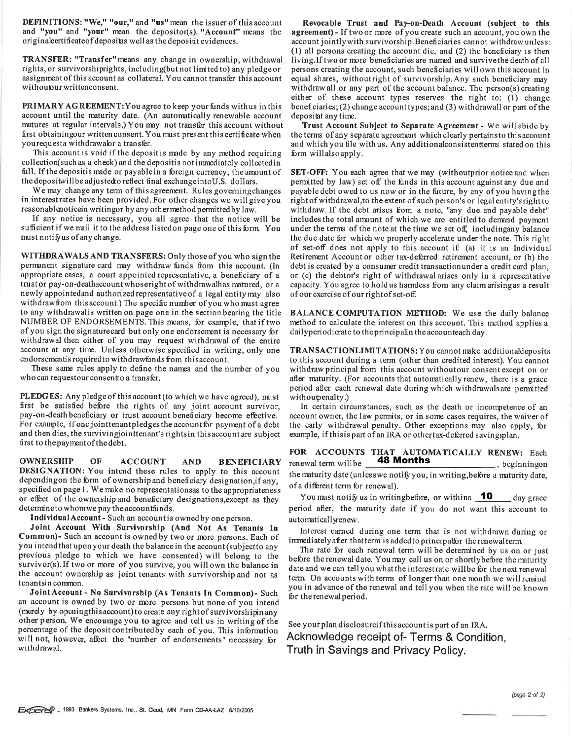**DEFINITIONS: "We," "our,"** and **"us"** mean the issuer of this account and **"you"** and **"your"** mean the depositor(s). **"Account"** means the original certificate of deposit as well as the deposit it evidences.

**TRANSFER: "Transfer"** means any change in ownership, withdrawal rights, or survivorship rights, including (but not limited to) any pledge or assignment of this account as collateral. You cannot transfer this account without our written consent.

**PRIMARY AGREEMENT:** You agree to keep your funds with us in this account until the maturity date. (An automatically renewable account matures at regular intervals.) You may not transfer this account without first obtaining our written consent. You must present this certificate when you request a withdrawal or a transfer.

This account is void if the deposit is made by any method requiring collection (such as a check) and the deposit is not immediately collected in full. If the deposit is made or payable in a foreign currency, the amount of the deposit will be adjusted to reflect final exchange into U.S. dollars.

We may change any term of this agreement. Rules governing changes in interest rates have been provided. For other changes we will give you reasonable notice in writing or by any other method permitted by law.

If any notice is necessary, you all agree that the notice will be sufficient if we mail it to the address listed on page one of this form. You must notify us of any change.

**WITHDRAWALS AND TRANSFERS:** Only those of you who sign the permanent signature card may withdraw funds from this account. (In appropriate cases, a court appointed representative, a beneficiary of a trust or pay-on-death account whose right of withdrawal has matured, or a newly appointed and authorized representative of a legal entity may also withdraw from this account.) The specific number of you who must agree to any withdrawal is written on page one in the section bearing the title NUMBER OF ENDORSEMENTS. This means, for example, that if two of you sign the signature card but only one endorsement is necessary for withdrawal then either of you may request withdrawal of the entire account at any time. Unless otherwise specified in writing, only one endorsement is required to withdraw funds from this account.

These same rules apply to define the names and the number of you who can request our consent to a transfer.

**PLEDGES:** Any pledge of this account (to which we have agreed), must first be satisfied before the rights of any joint account survivor, pay-on-death beneficiary or trust account beneficiary become effective. For example, if one joint tenant pledges the account for payment of a debt and then dies, the surviving joint tenant's rights in this account are subject first to the payment of the debt.

**OWNERSHIP OF ACCOUNT AND BENEFICIARY DESIGNATION:** You intend these rules to apply to this account depending on the form of ownership and beneficiary designation, if any, specified on page 1. We make no representations as to the appropriateness or effect of the ownership and beneficiary designations, except as they determine to whom we pay the account funds.

**Individual Account** - Such an account is owned by one person.

**Joint Account With Survivorship (And Not As Tenants In Common)** - Such an account is owned by two or more persons. Each of you intend that upon your death the balance in the account (subject to any previous pledge to which we have consented) will belong to the survivor(s). If two or more of you survive, you will own the balance in the account ownership as joint tenants with survivorship and not as tenants in common.

**Joint Account - No Survivorship (As Tenants In Common)** - Such an account is owned by two or more persons but none of you intend (merely by opening this account) to create any right of survivorship in any other person. We encourage you to agree and tell us in writing of the percentage of the deposit contributed by each of you. This information will not, however, affect the "number of endorsements" necessary for withdrawal.

**Revocable Trust and Pay-on-Death Account (subject to this agreement)** - If two or more of you create such an account, you own the account jointly with survivorship. Beneficiaries cannot withdraw unless: (1) all persons creating the account die, and (2) the beneficiary is then living. If two or more beneficiaries are named and survive the death of all persons creating the account, such beneficiaries will own this account in equal shares, without right of survivorship. Any such beneficiary may withdraw all or any part of the account balance. The person(s) creating either of these account types reserves the right to: (1) change beneficiaries; (2) change account types; and (3) withdraw all or part of the deposit at any time.

**Trust Account Subject to Separate Agreement** - We will abide by the terms of any separate agreement which clearly pertains to this account and which you file with us. Any additional consistent terms stated on this form will also apply.

**SET-OFF:** You each agree that we may (without prior notice and when permitted by law) set off the funds in this account against any due and payable debt owed to us now or in the future, by any of you having the right of withdrawal, to the extent of such person's or legal entity's right to withdraw. If the debt arises from a note, "any due and payable debt" includes the total amount of which we are entitled to demand payment under the terms of the note at the time we set off, including any balance the due date for which we properly accelerate under the note. This right of set-off does not apply to this account if: (a) it is an Individual Retirement Account or other tax-deferred retirement account, or (b) the debt is created by a consumer credit transaction under a credit card plan, or (c) the debtor's right of withdrawal arises only in a representative capacity. You agree to hold us harmless from any claim arising as a result of our exercise of our right of set-off.

**BALANCE COMPUTATION METHOD:** We use the daily balance method to calculate the interest on this account. This method applies a daily periodic rate to the principal in the account each day.

**TRANSACTION LIMITATIONS:** You cannot make additional deposits to this account during a term (other than credited interest). You cannot withdraw principal from this account without our consent except on or after maturity. (For accounts that automatically renew, there is a grace period after each renewal date during which withdrawals are permitted without penalty.)

In certain circumstances, such as the death or incompetence of an account owner, the law permits, or in some cases requires, the waiver of the early withdrawal penalty. Other exceptions may also apply, for example, if this is part of an IRA or other tax-deferred savings plan.

**FOR ACCOUNTS THAT AUTOMATICALLY RENEW:** Each renewal term will be **48 Months**, beginning on the maturity date (unless we notify you, in writing, before a maturity date, of a different term for renewal).

You must notify us in writing before, or within a **10** day grace period after, the maturity date if you do not want this account to automatically renew.

Interest earned during one term that is not withdrawn during or immediately after that term is added to principal for the renewal term.

The rate for each renewal term will be determined by us on or just before the renewal date. You may call us on or shortly before the maturity date and we can tell you what the interest rate will be for the next renewal term. On accounts with terms of longer than one month we will remind you in advance of the renewal and tell you when the rate will be known for the renewal period.

See your plan disclosure if this account is part of an IRA.

Acknowledge receipt of- Terms & Condition, Truth in Savings and Privacy Policy.

Experts® - 1993 Bankers Systems, Inc., St. Cloud, MN Form CD-AA-LAZ 6/10/2005